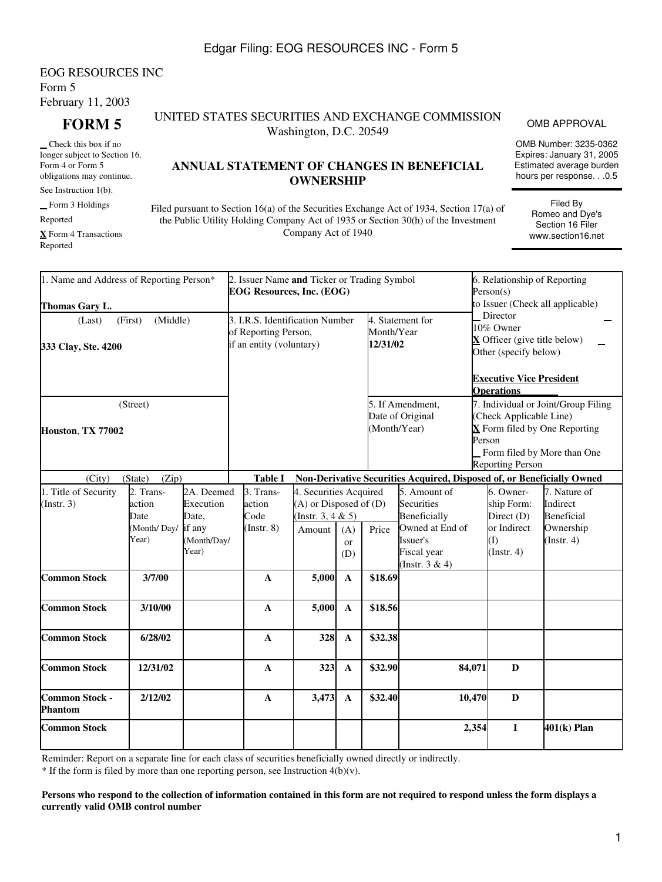EOG RESOURCES INC
Form 5
February 11, 2003

# FORM 5

_ Check this box if no longer subject to Section 16. Form 4 or Form 5 obligations may continue. See Instruction 1(b).

_ Form 3 Holdings Reported

**X** Form 4 Transactions Reported

UNITED STATES SECURITIES AND EXCHANGE COMMISSION
Washington, D.C. 20549

## ANNUAL STATEMENT OF CHANGES IN BENEFICIAL OWNERSHIP

Filed pursuant to Section 16(a) of the Securities Exchange Act of 1934, Section 17(a) of the Public Utility Holding Company Act of 1935 or Section 30(h) of the Investment Company Act of 1940

OMB APPROVAL

OMB Number: 3235-0362
Expires: January 31, 2005
Estimated average burden hours per response. . .0.5

Filed By Romeo and Dye's Section 16 Filer www.section16.net

| 1. Name and Address of Reporting Person* | 2. Issuer Name **and** Ticker or Trading Symbol | | 6. Relationship of Reporting Person(s) to Issuer (Check all applicable) |
|---|---|---|---|
| **Thomas Gary L.** | **EOG Resources, Inc. (EOG)** | | _ Director _ 10% Owner |
| (Last) (First) (Middle) | 3. I.R.S. Identification Number of Reporting Person, if an entity (voluntary) | 4. Statement for Month/Year **12/31/02** | **X** Officer (give title below) _ Other (specify below) |
| **333 Clay, Ste. 4200** | | | **Executive Vice President Operations** |
| (Street) | | 5. If Amendment, Date of Original (Month/Year) | 7. Individual or Joint/Group Filing (Check Applicable Line) |
| **Houston, TX 77002** | | | **X** Form filed by One Reporting Person _ Form filed by More than One Reporting Person |
| (City) (State) (Zip) | | | |

**Table I Non-Derivative Securities Acquired, Disposed of, or Beneficially Owned**

| 1. Title of Security (Instr. 3) | 2. Transaction Date (Month/ Day/ Year) | 2A. Deemed Execution Date, if any (Month/Day/ Year) | 3. Transaction Code (Instr. 8) | 4. Securities Acquired (A) or Disposed of (D) (Instr. 3, 4 & 5) Amount | (A) or (D) | Price | 5. Amount of Securities Beneficially Owned at End of Issuer's Fiscal year (Instr. 3 & 4) | 6. Ownership Form: Direct (D) or Indirect (I) (Instr. 4) | 7. Nature of Indirect Beneficial Ownership (Instr. 4) |
|---|---|---|---|---|---|---|---|---|---|
| **Common Stock** | **3/7/00** | | **A** | **5,000** | **A** | **$18.69** | | | |
| **Common Stock** | **3/10/00** | | **A** | **5,000** | **A** | **$18.56** | | | |
| **Common Stock** | **6/28/02** | | **A** | **328** | **A** | **$32.38** | | | |
| **Common Stock** | **12/31/02** | | **A** | **323** | **A** | **$32.90** | **84,071** | **D** | |
| **Common Stock - Phantom** | **2/12/02** | | **A** | **3,473** | **A** | **$32.40** | **10,470** | **D** | |
| **Common Stock** | | | | | | | **2,354** | **I** | **401(k) Plan** |

Reminder: Report on a separate line for each class of securities beneficially owned directly or indirectly.

* If the form is filed by more than one reporting person, see Instruction 4(b)(v).

**Persons who respond to the collection of information contained in this form are not required to respond unless the form displays a currently valid OMB control number**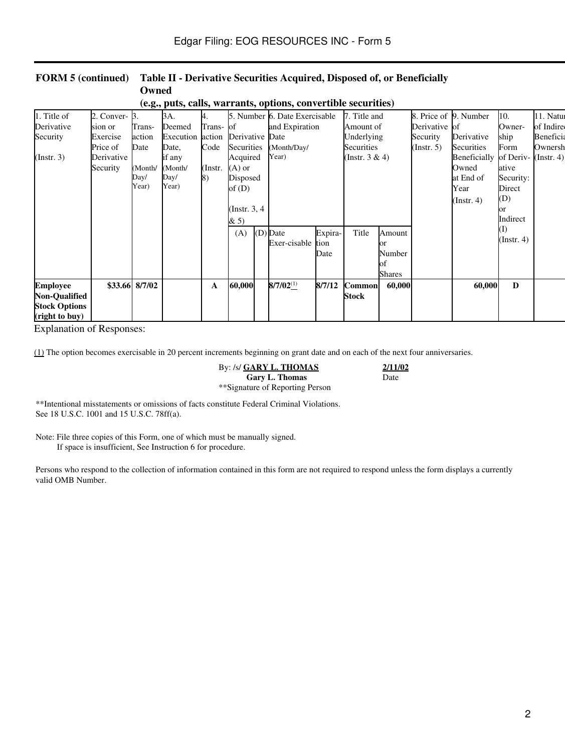**FORM 5 (continued) Table II - Derivative Securities Acquired, Disposed of, or Beneficially Owned**
**(e.g., puts, calls, warrants, options, convertible securities)**

| 1. Title of Derivative Security (Instr. 3) | 2. Conversion or Exercise Price of Derivative Security | 3. Transaction Date (Month/Day/Year) | 3A. Deemed Execution Date, if any (Month/Day/Year) | 4. Transaction Code (Instr. 8) | 5. Number of Derivative Securities Acquired (A) or Disposed of (D) (Instr. 3, 4 & 5) | | 6. Date Exercisable and Expiration Date (Month/Day/Year) | | 7. Title and Amount of Underlying Securities (Instr. 3 & 4) | | 8. Price of Derivative Security (Instr. 5) | 9. Number of Derivative Securities Beneficially Owned at End of Year (Instr. 4) | 10. Ownership Form of Derivative Security: Direct (D) or Indirect (I) (Instr. 4) | 11. Nature of Indirect Beneficial Ownership (Instr. 4) |
|---|---|---|---|---|---|---|---|---|---|---|---|---|---|---|
| | | | | | (A) | (D) | Date Exercisable | Expiration Date | Title | Amount or Number of Shares | | | | |
| **Employee Non-Qualified Stock Options (right to buy)** | **$33.66** | **8/7/02** | | **A** | **60,000** | | **8/7/02** [(1)] | **8/7/12** | **Common Stock** | **60,000** | | **60,000** | **D** | |

Explanation of Responses:

(1) The option becomes exercisable in 20 percent increments beginning on grant date and on each of the next four anniversaries.

By: /s/ **GARY L. THOMAS** **2/11/02**
**Gary L. Thomas** Date
**Signature of Reporting Person

**Intentional misstatements or omissions of facts constitute Federal Criminal Violations.
See 18 U.S.C. 1001 and 15 U.S.C. 78ff(a).

Note: File three copies of this Form, one of which must be manually signed.
If space is insufficient, See Instruction 6 for procedure.

Persons who respond to the collection of information contained in this form are not required to respond unless the form displays a currently valid OMB Number.